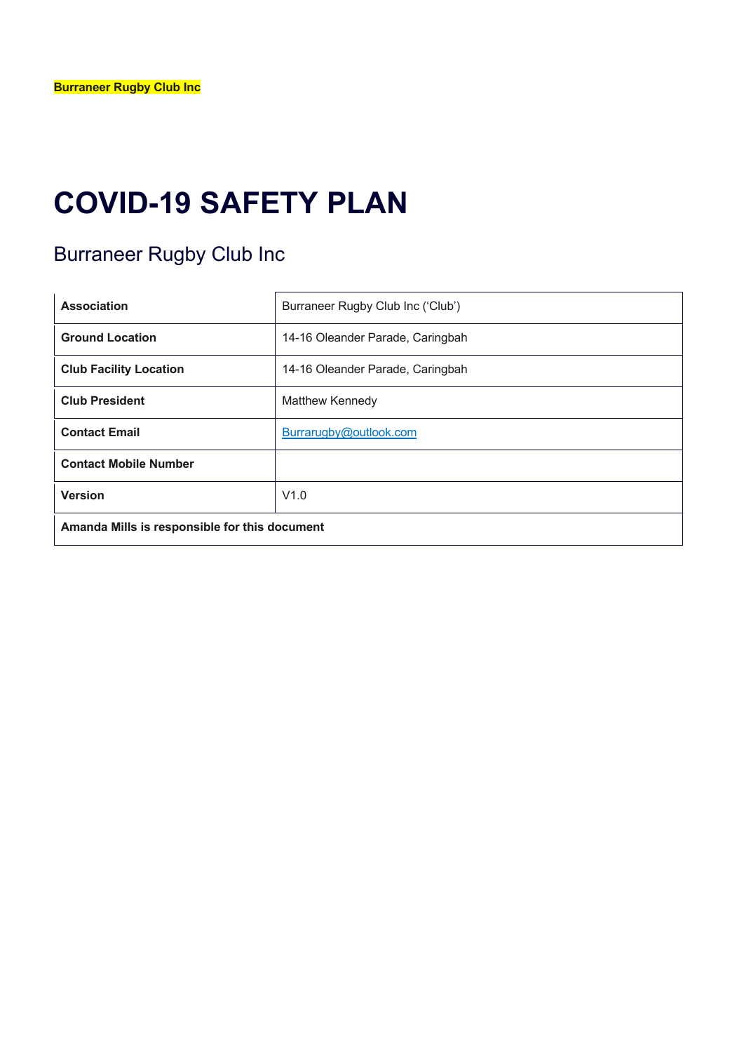**Burraneer Rugby Club Inc**

# COVID-19 SAFETY PLAN

## Burraneer Rugby Club Inc

| | |
|---|---|
| **Association** | Burraneer Rugby Club Inc ('Club') |
| **Ground Location** | 14-16 Oleander Parade, Caringbah |
| **Club Facility Location** | 14-16 Oleander Parade, Caringbah |
| **Club President** | Matthew Kennedy |
| **Contact Email** | Burrarugby@outlook.com |
| **Contact Mobile Number** | |
| **Version** | V1.0 |
| **Amanda Mills is responsible for this document** | |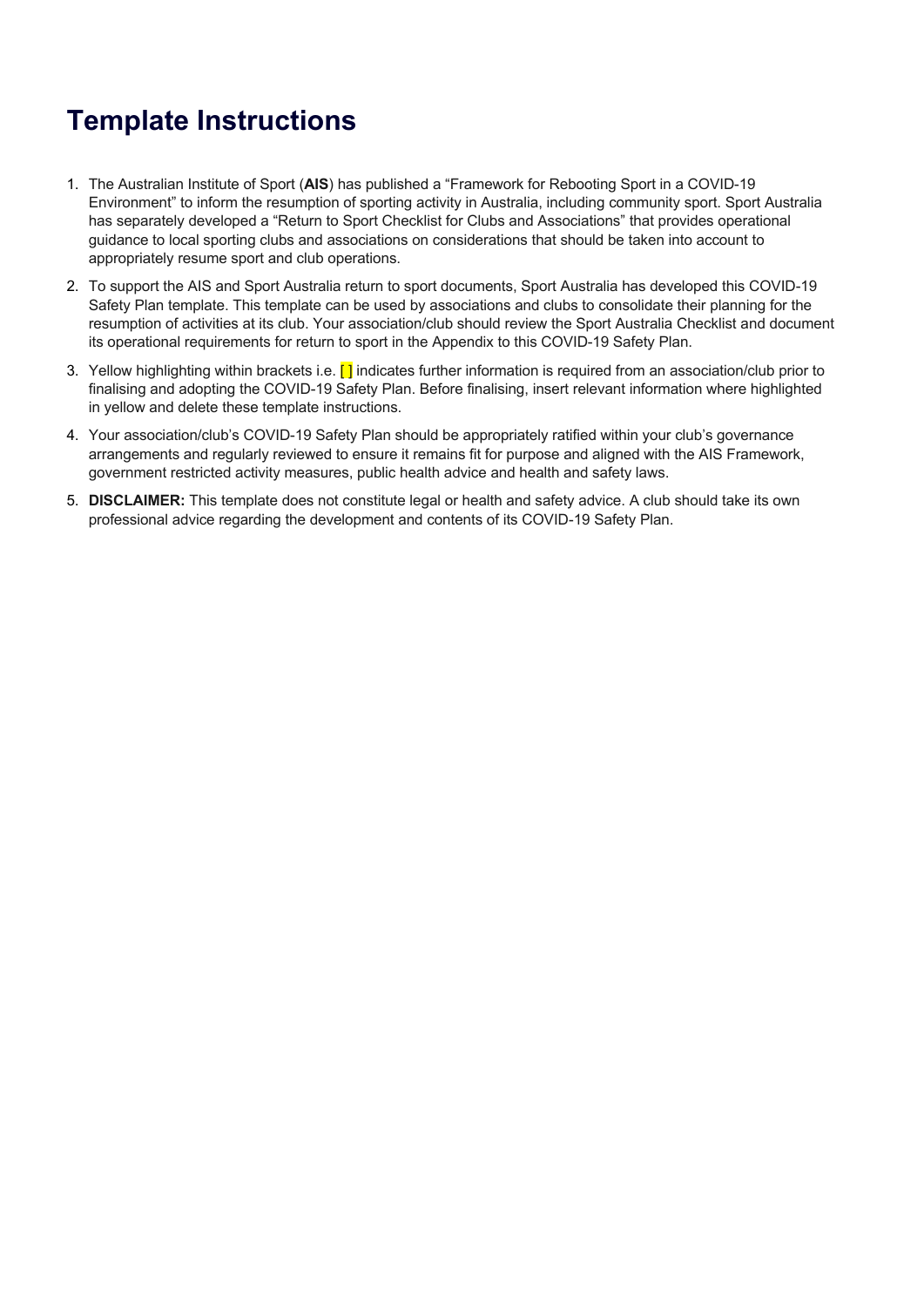# Template Instructions

1. The Australian Institute of Sport (**AIS**) has published a "Framework for Rebooting Sport in a COVID-19 Environment" to inform the resumption of sporting activity in Australia, including community sport. Sport Australia has separately developed a "Return to Sport Checklist for Clubs and Associations" that provides operational guidance to local sporting clubs and associations on considerations that should be taken into account to appropriately resume sport and club operations.
2. To support the AIS and Sport Australia return to sport documents, Sport Australia has developed this COVID-19 Safety Plan template. This template can be used by associations and clubs to consolidate their planning for the resumption of activities at its club. Your association/club should review the Sport Australia Checklist and document its operational requirements for return to sport in the Appendix to this COVID-19 Safety Plan.
3. Yellow highlighting within brackets i.e. [ ] indicates further information is required from an association/club prior to finalising and adopting the COVID-19 Safety Plan. Before finalising, insert relevant information where highlighted in yellow and delete these template instructions.
4. Your association/club's COVID-19 Safety Plan should be appropriately ratified within your club's governance arrangements and regularly reviewed to ensure it remains fit for purpose and aligned with the AIS Framework, government restricted activity measures, public health advice and health and safety laws.
5. **DISCLAIMER:** This template does not constitute legal or health and safety advice. A club should take its own professional advice regarding the development and contents of its COVID-19 Safety Plan.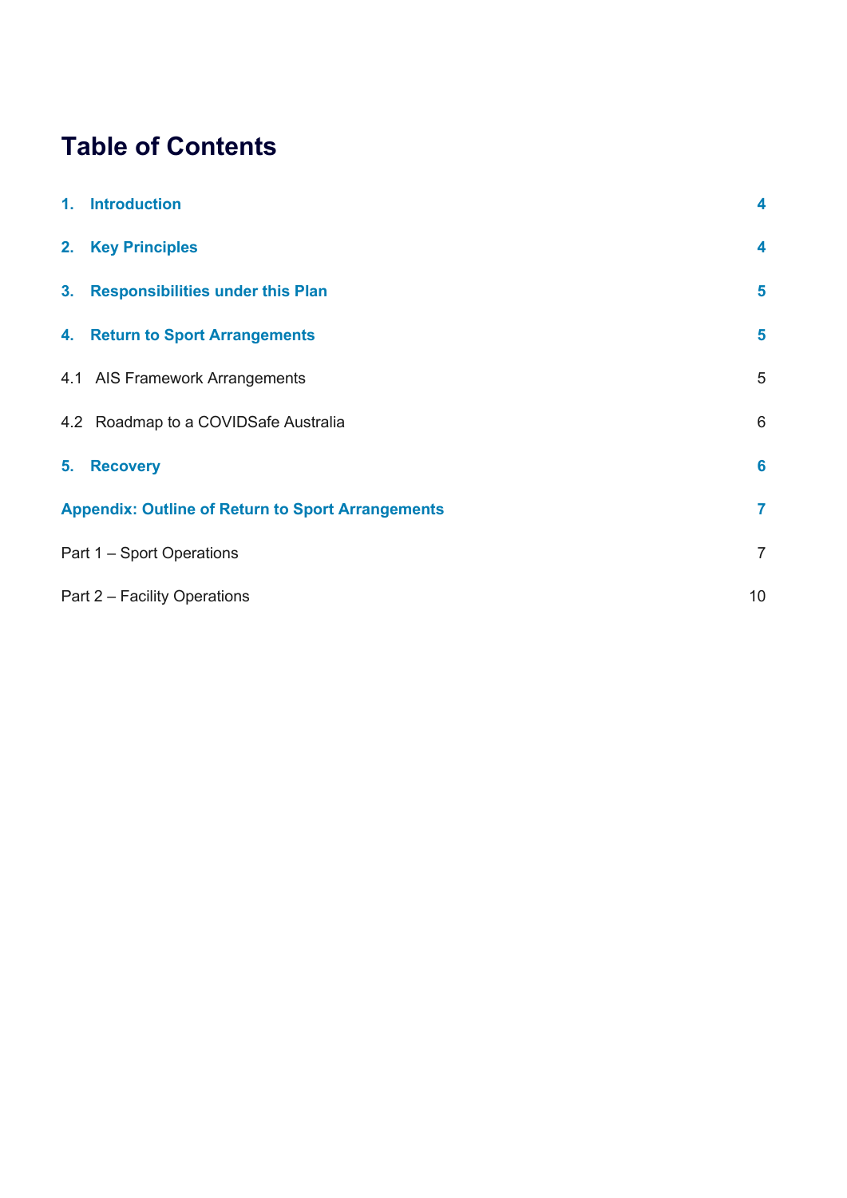# Table of Contents

| | |
|---|---|
| **1. Introduction** | **4** |
| **2. Key Principles** | **4** |
| **3. Responsibilities under this Plan** | **5** |
| **4. Return to Sport Arrangements** | **5** |
| 4.1 AIS Framework Arrangements | 5 |
| 4.2 Roadmap to a COVIDSafe Australia | 6 |
| **5. Recovery** | **6** |
| **Appendix: Outline of Return to Sport Arrangements** | **7** |
| Part 1 – Sport Operations | 7 |
| Part 2 – Facility Operations | 10 |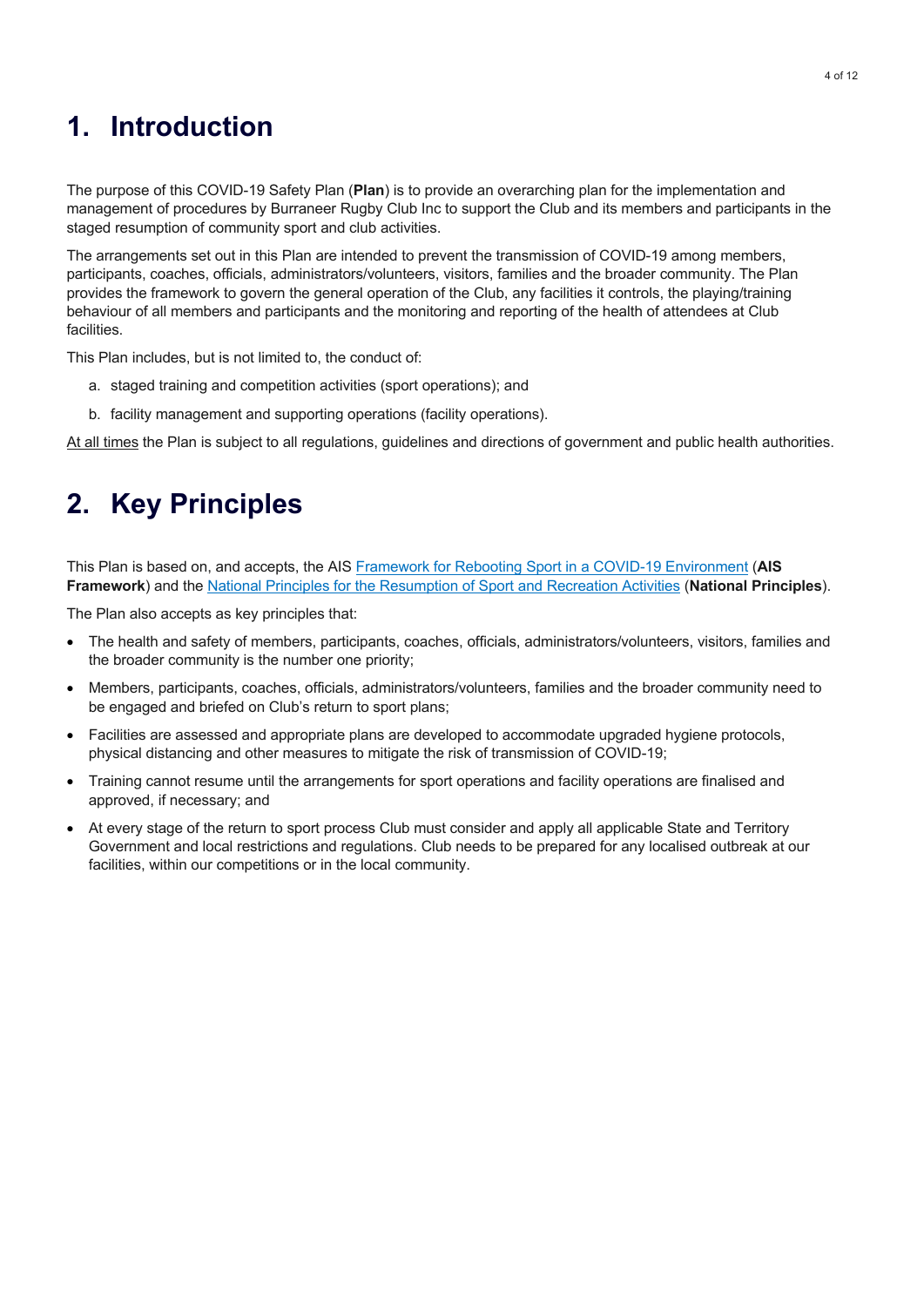# 1. Introduction

The purpose of this COVID-19 Safety Plan (**Plan**) is to provide an overarching plan for the implementation and management of procedures by Burraneer Rugby Club Inc to support the Club and its members and participants in the staged resumption of community sport and club activities.

The arrangements set out in this Plan are intended to prevent the transmission of COVID-19 among members, participants, coaches, officials, administrators/volunteers, visitors, families and the broader community. The Plan provides the framework to govern the general operation of the Club, any facilities it controls, the playing/training behaviour of all members and participants and the monitoring and reporting of the health of attendees at Club facilities.

This Plan includes, but is not limited to, the conduct of:

a. staged training and competition activities (sport operations); and

b. facility management and supporting operations (facility operations).

At all times the Plan is subject to all regulations, guidelines and directions of government and public health authorities.

# 2. Key Principles

This Plan is based on, and accepts, the AIS Framework for Rebooting Sport in a COVID-19 Environment (**AIS Framework**) and the National Principles for the Resumption of Sport and Recreation Activities (**National Principles**).

The Plan also accepts as key principles that:

- The health and safety of members, participants, coaches, officials, administrators/volunteers, visitors, families and the broader community is the number one priority;
- Members, participants, coaches, officials, administrators/volunteers, families and the broader community need to be engaged and briefed on Club's return to sport plans;
- Facilities are assessed and appropriate plans are developed to accommodate upgraded hygiene protocols, physical distancing and other measures to mitigate the risk of transmission of COVID-19;
- Training cannot resume until the arrangements for sport operations and facility operations are finalised and approved, if necessary; and
- At every stage of the return to sport process Club must consider and apply all applicable State and Territory Government and local restrictions and regulations. Club needs to be prepared for any localised outbreak at our facilities, within our competitions or in the local community.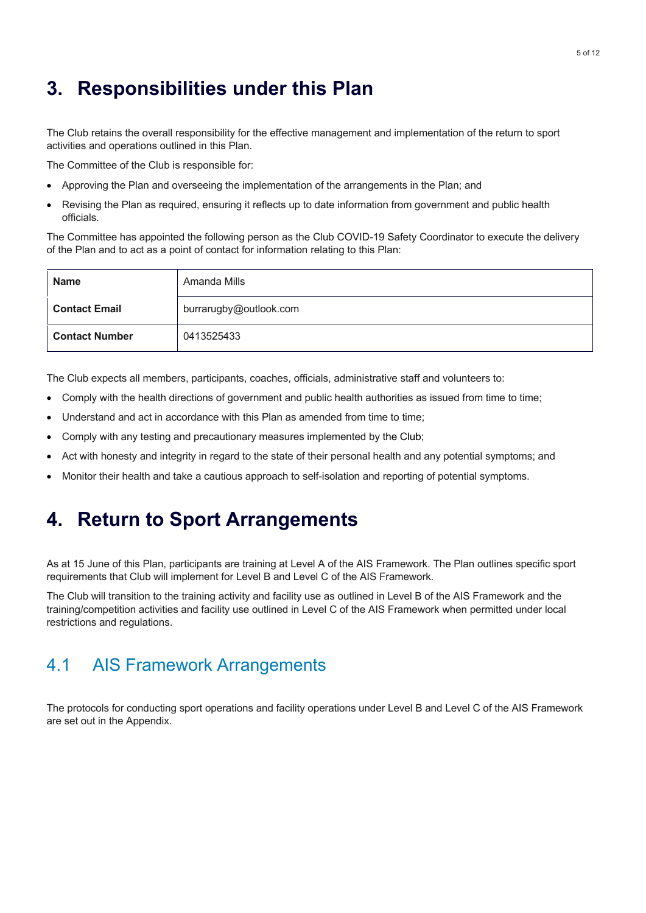# 3. Responsibilities under this Plan

The Club retains the overall responsibility for the effective management and implementation of the return to sport activities and operations outlined in this Plan.

The Committee of the Club is responsible for:

- Approving the Plan and overseeing the implementation of the arrangements in the Plan; and
- Revising the Plan as required, ensuring it reflects up to date information from government and public health officials.

The Committee has appointed the following person as the Club COVID-19 Safety Coordinator to execute the delivery of the Plan and to act as a point of contact for information relating to this Plan:

| **Name** | Amanda Mills |
|---|---|
| **Contact Email** | burrarugby@outlook.com |
| **Contact Number** | 0413525433 |

The Club expects all members, participants, coaches, officials, administrative staff and volunteers to:

- Comply with the health directions of government and public health authorities as issued from time to time;
- Understand and act in accordance with this Plan as amended from time to time;
- Comply with any testing and precautionary measures implemented by the Club;
- Act with honesty and integrity in regard to the state of their personal health and any potential symptoms; and
- Monitor their health and take a cautious approach to self-isolation and reporting of potential symptoms.

# 4. Return to Sport Arrangements

As at 15 June of this Plan, participants are training at Level A of the AIS Framework. The Plan outlines specific sport requirements that Club will implement for Level B and Level C of the AIS Framework.

The Club will transition to the training activity and facility use as outlined in Level B of the AIS Framework and the training/competition activities and facility use outlined in Level C of the AIS Framework when permitted under local restrictions and regulations.

## 4.1 AIS Framework Arrangements

The protocols for conducting sport operations and facility operations under Level B and Level C of the AIS Framework are set out in the Appendix.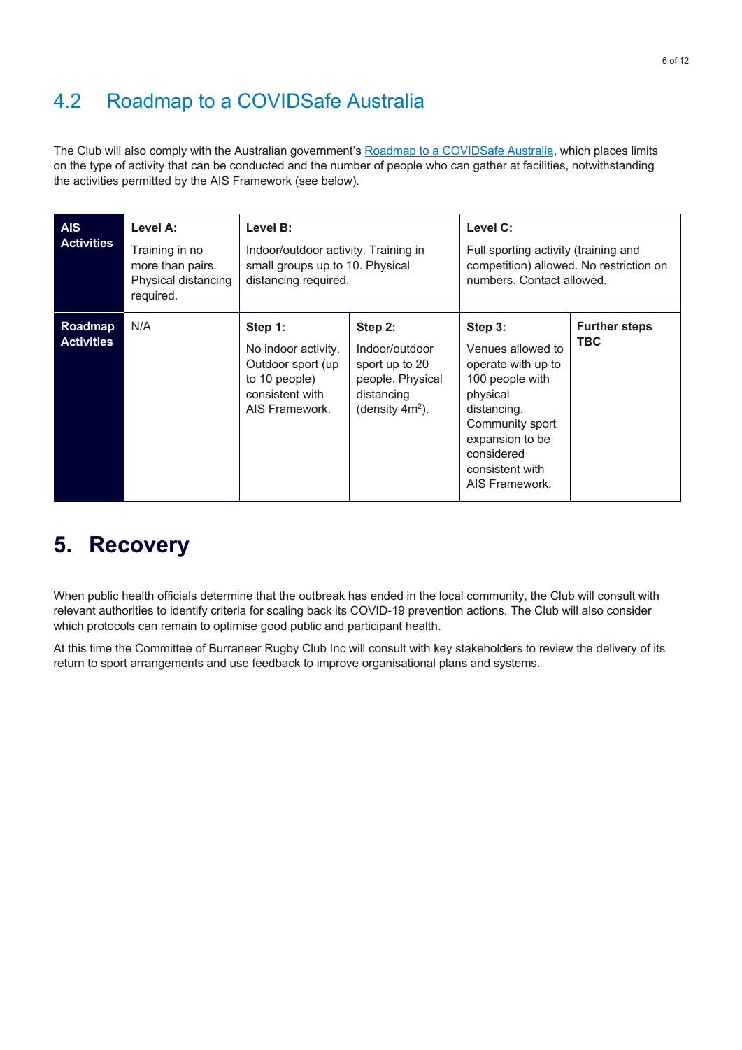## 4.2 Roadmap to a COVIDSafe Australia

The Club will also comply with the Australian government's [Roadmap to a COVIDSafe Australia](), which places limits on the type of activity that can be conducted and the number of people who can gather at facilities, notwithstanding the activities permitted by the AIS Framework (see below).

| **AIS Activities** | **Level A:** Training in no more than pairs. Physical distancing required. | **Level B:** Indoor/outdoor activity. Training in small groups up to 10. Physical distancing required. | | **Level C:** Full sporting activity (training and competition) allowed. No restriction on numbers. Contact allowed. | |
|---|---|---|---|---|---|
| **Roadmap Activities** | N/A | **Step 1:** No indoor activity. Outdoor sport (up to 10 people) consistent with AIS Framework. | **Step 2:** Indoor/outdoor sport up to 20 people. Physical distancing (density 4m$^2$). | **Step 3:** Venues allowed to operate with up to 100 people with physical distancing. Community sport expansion to be considered consistent with AIS Framework. | **Further steps TBC** |

# 5. Recovery

When public health officials determine that the outbreak has ended in the local community, the Club will consult with relevant authorities to identify criteria for scaling back its COVID-19 prevention actions. The Club will also consider which protocols can remain to optimise good public and participant health.

At this time the Committee of Burraneer Rugby Club Inc will consult with key stakeholders to review the delivery of its return to sport arrangements and use feedback to improve organisational plans and systems.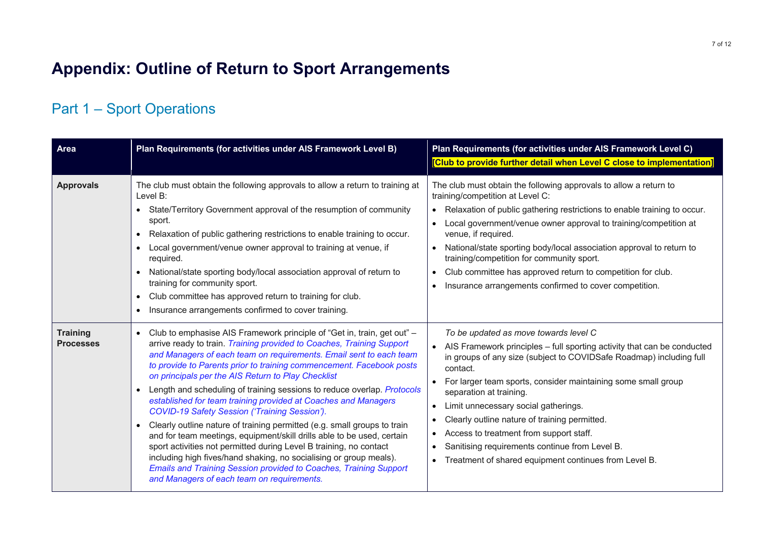# Appendix: Outline of Return to Sport Arrangements

## Part 1 – Sport Operations

| Area | Plan Requirements (for activities under AIS Framework Level B) | Plan Requirements (for activities under AIS Framework Level C) **[Club to provide further detail when Level C close to implementation]** |
|---|---|---|
| **Approvals** | The club must obtain the following approvals to allow a return to training at Level B:<br>• State/Territory Government approval of the resumption of community sport.<br>• Relaxation of public gathering restrictions to enable training to occur.<br>• Local government/venue owner approval to training at venue, if required.<br>• National/state sporting body/local association approval of return to training for community sport.<br>• Club committee has approved return to training for club.<br>• Insurance arrangements confirmed to cover training. | The club must obtain the following approvals to allow a return to training/competition at Level C:<br>• Relaxation of public gathering restrictions to enable training to occur.<br>• Local government/venue owner approval to training/competition at venue, if required.<br>• National/state sporting body/local association approval to return to training/competition for community sport.<br>• Club committee has approved return to competition for club.<br>• Insurance arrangements confirmed to cover competition. |
| **Training Processes** | • Club to emphasise AIS Framework principle of "Get in, train, get out" – arrive ready to train. *Training provided to Coaches, Training Support and Managers of each team on requirements. Email sent to each team to provide to Parents prior to training commencement. Facebook posts on principals per the AIS Return to Play Checklist*<br>• Length and scheduling of training sessions to reduce overlap. *Protocols established for team training provided at Coaches and Managers COVID-19 Safety Session ('Training Session').*<br>• Clearly outline nature of training permitted (e.g. small groups to train and for team meetings, equipment/skill drills able to be used, certain sport activities not permitted during Level B training, no contact including high fives/hand shaking, no socialising or group meals). *Emails and Training Session provided to Coaches, Training Support and Managers of each team on requirements.* | *To be updated as move towards level C*<br>• AIS Framework principles – full sporting activity that can be conducted in groups of any size (subject to COVIDSafe Roadmap) including full contact.<br>• For larger team sports, consider maintaining some small group separation at training.<br>• Limit unnecessary social gatherings.<br>• Clearly outline nature of training permitted.<br>• Access to treatment from support staff.<br>• Sanitising requirements continue from Level B.<br>• Treatment of shared equipment continues from Level B. |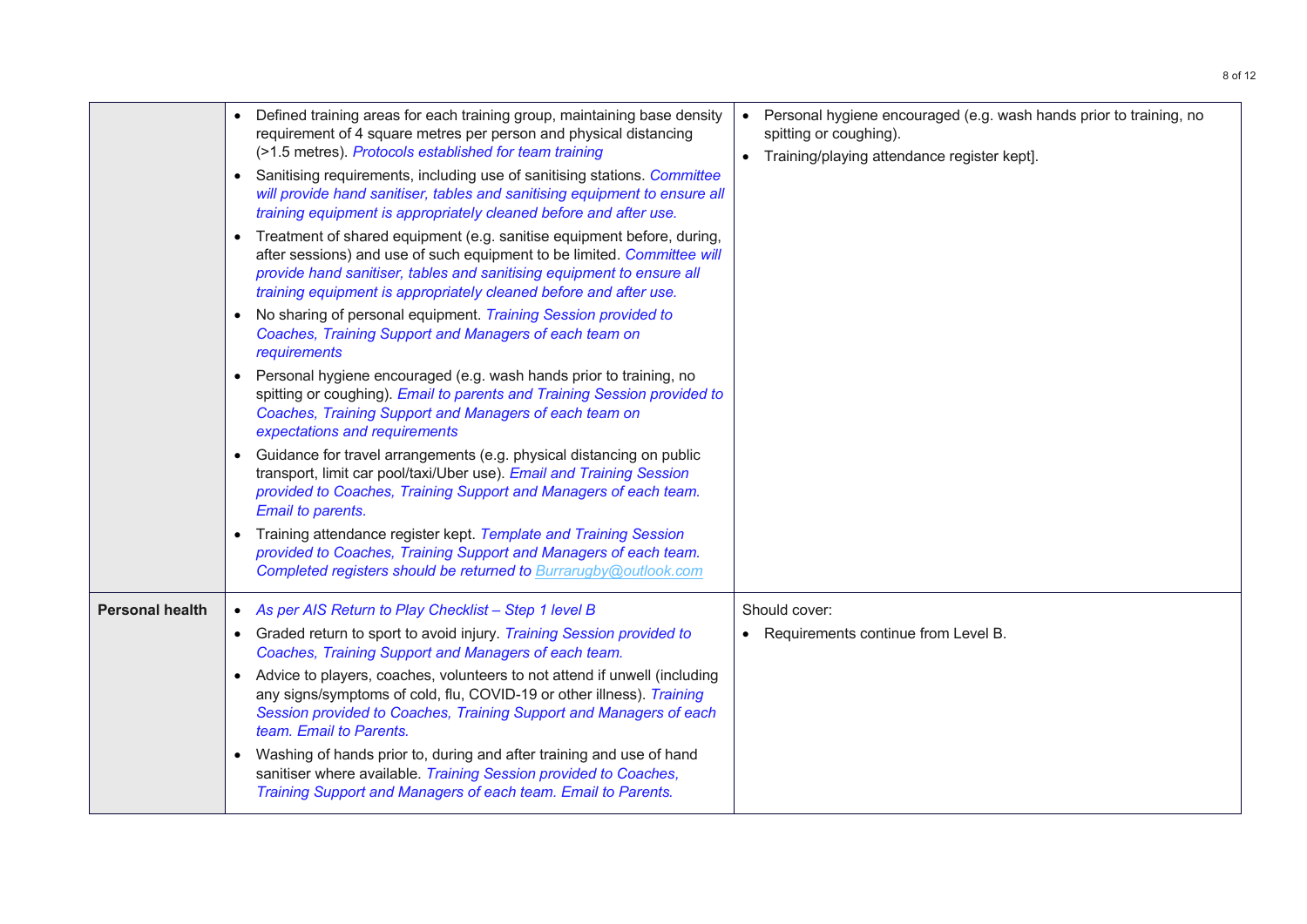| | | |
|---|---|---|
| | • Defined training areas for each training group, maintaining base density requirement of 4 square metres per person and physical distancing (>1.5 metres). *Protocols established for team training*<br>• Sanitising requirements, including use of sanitising stations. *Committee will provide hand sanitiser, tables and sanitising equipment to ensure all training equipment is appropriately cleaned before and after use.*<br>• Treatment of shared equipment (e.g. sanitise equipment before, during, after sessions) and use of such equipment to be limited. *Committee will provide hand sanitiser, tables and sanitising equipment to ensure all training equipment is appropriately cleaned before and after use.*<br>• No sharing of personal equipment. *Training Session provided to Coaches, Training Support and Managers of each team on requirements*<br>• Personal hygiene encouraged (e.g. wash hands prior to training, no spitting or coughing). *Email to parents and Training Session provided to Coaches, Training Support and Managers of each team on expectations and requirements*<br>• Guidance for travel arrangements (e.g. physical distancing on public transport, limit car pool/taxi/Uber use). *Email and Training Session provided to Coaches, Training Support and Managers of each team. Email to parents.*<br>• Training attendance register kept. *Template and Training Session provided to Coaches, Training Support and Managers of each team. Completed registers should be returned to* Burrarugby@outlook.com | • Personal hygiene encouraged (e.g. wash hands prior to training, no spitting or coughing).<br>• Training/playing attendance register kept]. |
| **Personal health** | • *As per AIS Return to Play Checklist – Step 1 level B*<br>• Graded return to sport to avoid injury. *Training Session provided to Coaches, Training Support and Managers of each team.*<br>• Advice to players, coaches, volunteers to not attend if unwell (including any signs/symptoms of cold, flu, COVID-19 or other illness). *Training Session provided to Coaches, Training Support and Managers of each team. Email to Parents.*<br>• Washing of hands prior to, during and after training and use of hand sanitiser where available. *Training Session provided to Coaches, Training Support and Managers of each team. Email to Parents.* | Should cover:<br>• Requirements continue from Level B. |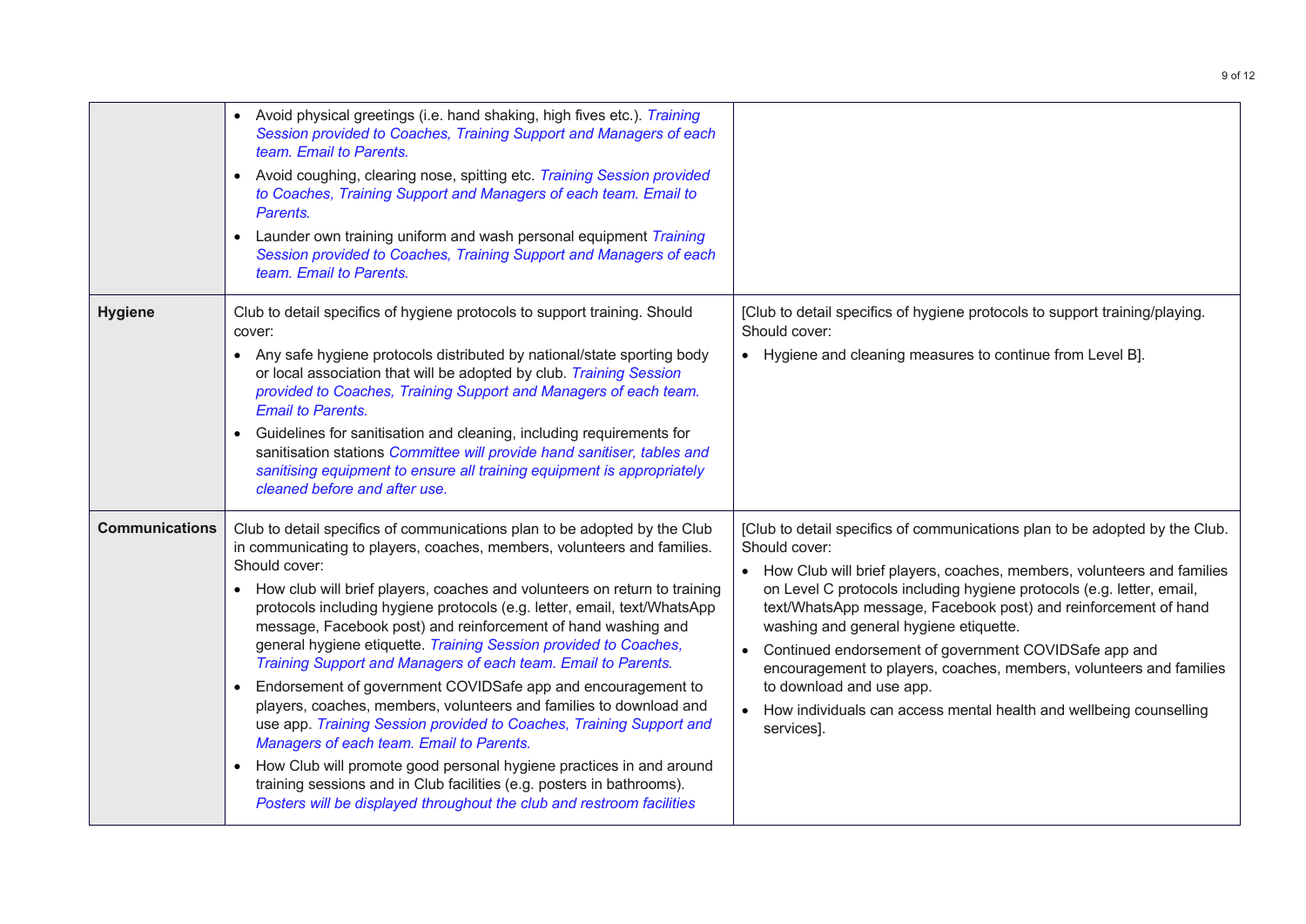| | | |
|---|---|---|
| | • Avoid physical greetings (i.e. hand shaking, high fives etc.). *Training Session provided to Coaches, Training Support and Managers of each team. Email to Parents.*<br>• Avoid coughing, clearing nose, spitting etc. *Training Session provided to Coaches, Training Support and Managers of each team. Email to Parents.*<br>• Launder own training uniform and wash personal equipment *Training Session provided to Coaches, Training Support and Managers of each team. Email to Parents.* | |
| **Hygiene** | Club to detail specifics of hygiene protocols to support training. Should cover:<br>• Any safe hygiene protocols distributed by national/state sporting body or local association that will be adopted by club. *Training Session provided to Coaches, Training Support and Managers of each team. Email to Parents.*<br>• Guidelines for sanitisation and cleaning, including requirements for sanitisation stations *Committee will provide hand sanitiser, tables and sanitising equipment to ensure all training equipment is appropriately cleaned before and after use.* | [Club to detail specifics of hygiene protocols to support training/playing. Should cover:<br>• Hygiene and cleaning measures to continue from Level B]. |
| **Communications** | Club to detail specifics of communications plan to be adopted by the Club in communicating to players, coaches, members, volunteers and families. Should cover:<br>• How club will brief players, coaches and volunteers on return to training protocols including hygiene protocols (e.g. letter, email, text/WhatsApp message, Facebook post) and reinforcement of hand washing and general hygiene etiquette. *Training Session provided to Coaches, Training Support and Managers of each team.*<br>• Endorsement of government COVIDSafe app and encouragement to players, coaches, members, volunteers and families to download and use app. *Training Session provided to Coaches, Training Support and Managers of each team. Email to Parents.*<br>• How Club will promote good personal hygiene practices in and around training sessions and in Club facilities (e.g. posters in bathrooms). *Posters will be displayed throughout the club and restroom facilities* | [Club to detail specifics of communications plan to be adopted by the Club. Should cover:<br>• How Club will brief players, coaches, members, volunteers and families on Level C protocols including hygiene protocols (e.g. letter, email, text/WhatsApp message, Facebook post) and reinforcement of hand washing and general hygiene etiquette.<br>• Continued endorsement of government COVIDSafe app and encouragement to players, coaches, members, volunteers and families to download and use app.<br>• How individuals can access mental health and wellbeing counselling services]. |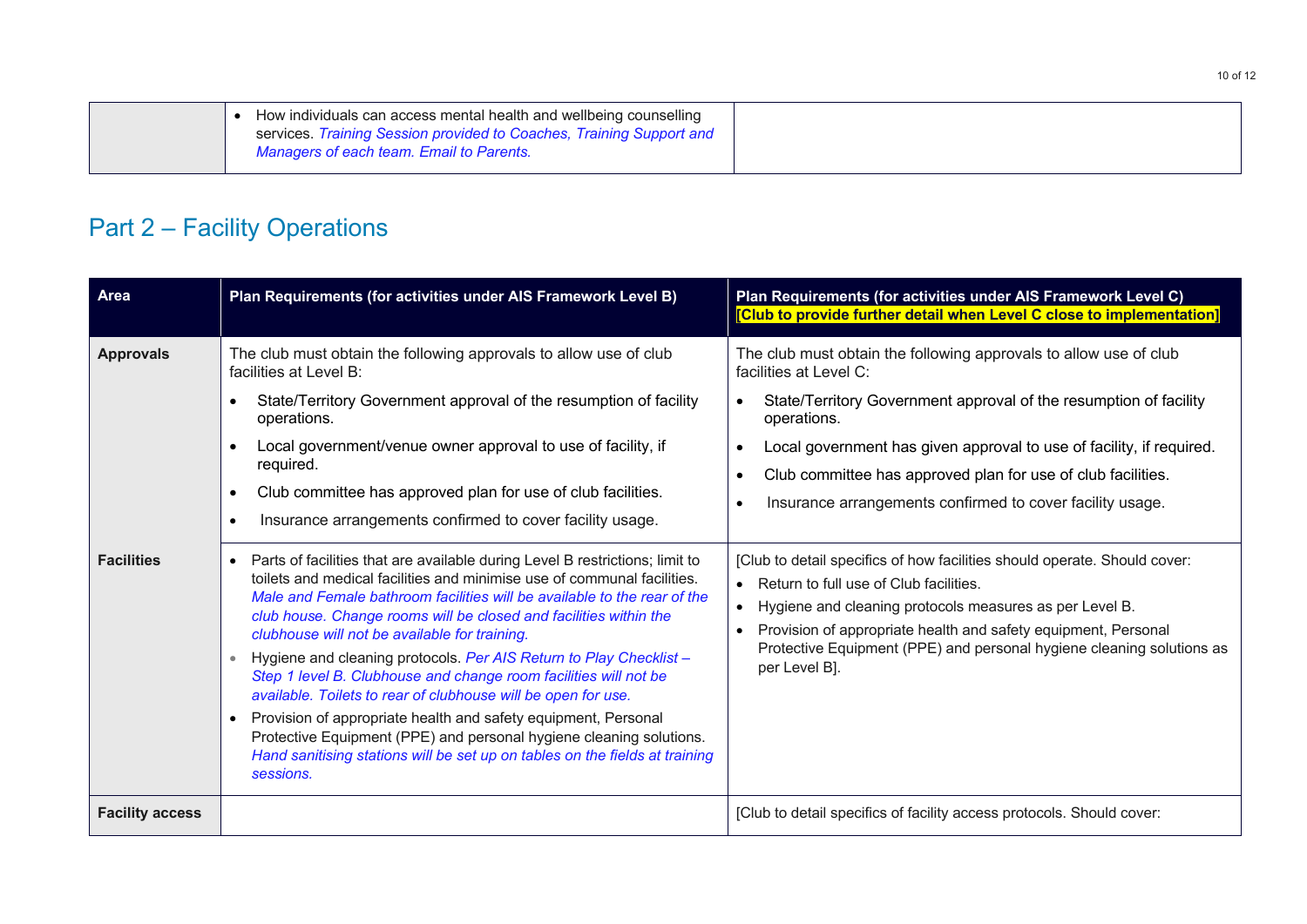| | | |
|---|---|---|
| | • How individuals can access mental health and wellbeing counselling services. *Training Session provided to Coaches, Training Support and Managers of each team. Email to Parents.* | |

## Part 2 – Facility Operations

| Area | Plan Requirements (for activities under AIS Framework Level B) | Plan Requirements (for activities under AIS Framework Level C) [Club to provide further detail when Level C close to implementation] |
|---|---|---|
| **Approvals** | The club must obtain the following approvals to allow use of club facilities at Level B:<br>• State/Territory Government approval of the resumption of facility operations.<br>• Local government/venue owner approval to use of facility, if required.<br>• Club committee has approved plan for use of club facilities.<br>• Insurance arrangements confirmed to cover facility usage. | The club must obtain the following approvals to allow use of club facilities at Level C:<br>• State/Territory Government approval of the resumption of facility operations.<br>• Local government has given approval to use of facility, if required.<br>• Club committee has approved plan for use of club facilities.<br>• Insurance arrangements confirmed to cover facility usage. |
| **Facilities** | • Parts of facilities that are available during Level B restrictions; limit to toilets and medical facilities and minimise use of communal facilities. *Male and Female bathroom facilities will be available to the rear of the club house. Change rooms will be closed and facilities within the clubhouse will not be available for training.*<br>• Hygiene and cleaning protocols. *Per AIS Return to Play Checklist – Step 1 level B. Clubhouse and change room facilities will not be available. Toilets to rear of clubhouse will be open for use.*<br>• Provision of appropriate health and safety equipment, Personal Protective Equipment (PPE) and personal hygiene cleaning solutions. *Hand sanitising stations will be set up on tables on the fields at training sessions.* | [Club to detail specifics of how facilities should operate. Should cover:<br>• Return to full use of Club facilities.<br>• Hygiene and cleaning protocols measures as per Level B.<br>• Provision of appropriate health and safety equipment, Personal Protective Equipment (PPE) and personal hygiene cleaning solutions as per Level B]. |
| **Facility access** | | [Club to detail specifics of facility access protocols. Should cover: |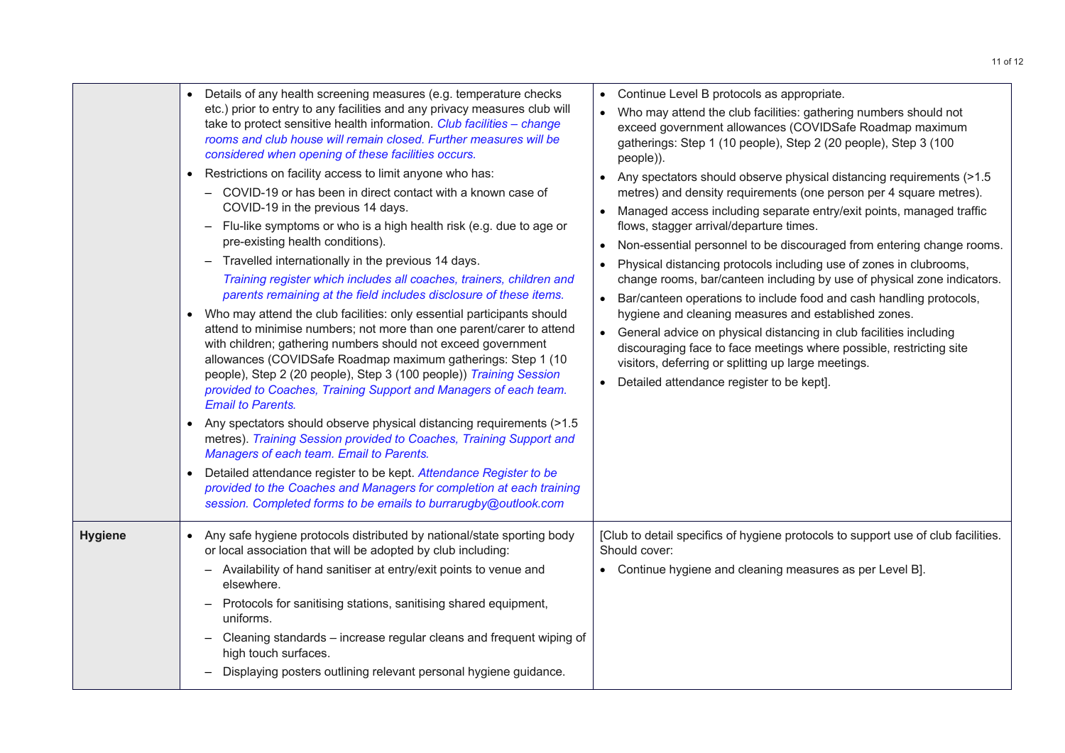| | | |
|---|---|---|
| | • Details of any health screening measures (e.g. temperature checks etc.) prior to entry to any facilities and any privacy measures club will take to protect sensitive health information. *Club facilities – change rooms and club house will remain closed. Further measures will be considered when opening of these facilities occurs.*<br>• Restrictions on facility access to limit anyone who has:<br>– COVID-19 or has been in direct contact with a known case of COVID-19 in the previous 14 days.<br>– Flu-like symptoms or who is a high health risk (e.g. due to age or pre-existing health conditions).<br>– Travelled internationally in the previous 14 days.<br>*Training register which includes all coaches, trainers, children and parents remaining at the field includes disclosure of these items.*<br>• Who may attend the club facilities: only essential participants should attend to minimise numbers; not more than one parent/carer to attend with children; gathering numbers should not exceed government allowances (COVIDSafe Roadmap maximum gatherings: Step 1 (10 people), Step 2 (20 people), Step 3 (100 people)) *Training Session provided to Coaches, Training Support and Managers of each team. Email to Parents.*<br>• Any spectators should observe physical distancing requirements (>1.5 metres). *Training Session provided to Coaches, Training Support and Managers of each team. Email to Parents.*<br>• Detailed attendance register to be kept. *Attendance Register to be provided to the Coaches and Managers for completion at each training session. Completed forms to be emails to burrarugby@outlook.com* | • Continue Level B protocols as appropriate.<br>• Who may attend the club facilities: gathering numbers should not exceed government allowances (COVIDSafe Roadmap maximum gatherings: Step 1 (10 people), Step 2 (20 people), Step 3 (100 people)).<br>• Any spectators should observe physical distancing requirements (>1.5 metres) and density requirements (one person per 4 square metres).<br>• Managed access including separate entry/exit points, managed traffic flows, stagger arrival/departure times.<br>• Non-essential personnel to be discouraged from entering change rooms.<br>• Physical distancing protocols including use of zones in clubrooms, change rooms, bar/canteen including by use of physical zone indicators.<br>• Bar/canteen operations to include food and cash handling protocols, hygiene and cleaning measures and established zones.<br>• General advice on physical distancing in club facilities including discouraging face to face meetings where possible, restricting site visitors, deferring or splitting up large meetings.<br>• Detailed attendance register to be kept]. |
| **Hygiene** | • Any safe hygiene protocols distributed by national/state sporting body or local association that will be adopted by club including:<br>– Availability of hand sanitiser at entry/exit points to venue and elsewhere.<br>– Protocols for sanitising stations, sanitising shared equipment, uniforms.<br>– Cleaning standards – increase regular cleans and frequent wiping of high touch surfaces.<br>– Displaying posters outlining relevant personal hygiene guidance. | [Club to detail specifics of hygiene protocols to support use of club facilities. Should cover:<br>• Continue hygiene and cleaning measures as per Level B]. |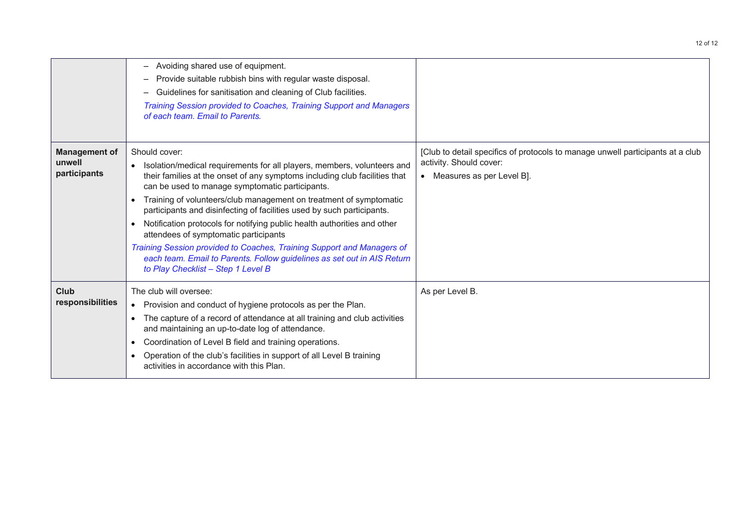| | | |
|---|---|---|
| | – Avoiding shared use of equipment.<br>– Provide suitable rubbish bins with regular waste disposal.<br>– Guidelines for sanitisation and cleaning of Club facilities.<br>*Training Session provided to Coaches, Training Support and Managers of each team. Email to Parents.* | |
| **Management of unwell participants** | Should cover:<br>• Isolation/medical requirements for all players, members, volunteers and their families at the onset of any symptoms including club facilities that can be used to manage symptomatic participants.<br>• Training of volunteers/club management on treatment of symptomatic participants and disinfecting of facilities used by such participants.<br>• Notification protocols for notifying public health authorities and other attendees of symptomatic participants<br>*Training Session provided to Coaches, Training Support and Managers of each team. Email to Parents. Follow guidelines as set out in AIS Return to Play Checklist – Step 1 Level B* | [Club to detail specifics of protocols to manage unwell participants at a club activity. Should cover:<br>• Measures as per Level B]. |
| **Club responsibilities** | The club will oversee:<br>• Provision and conduct of hygiene protocols as per the Plan.<br>• The capture of a record of attendance at all training and club activities and maintaining an up-to-date log of attendance.<br>• Coordination of Level B field and training operations.<br>• Operation of the club's facilities in support of all Level B training activities in accordance with this Plan. | As per Level B. |